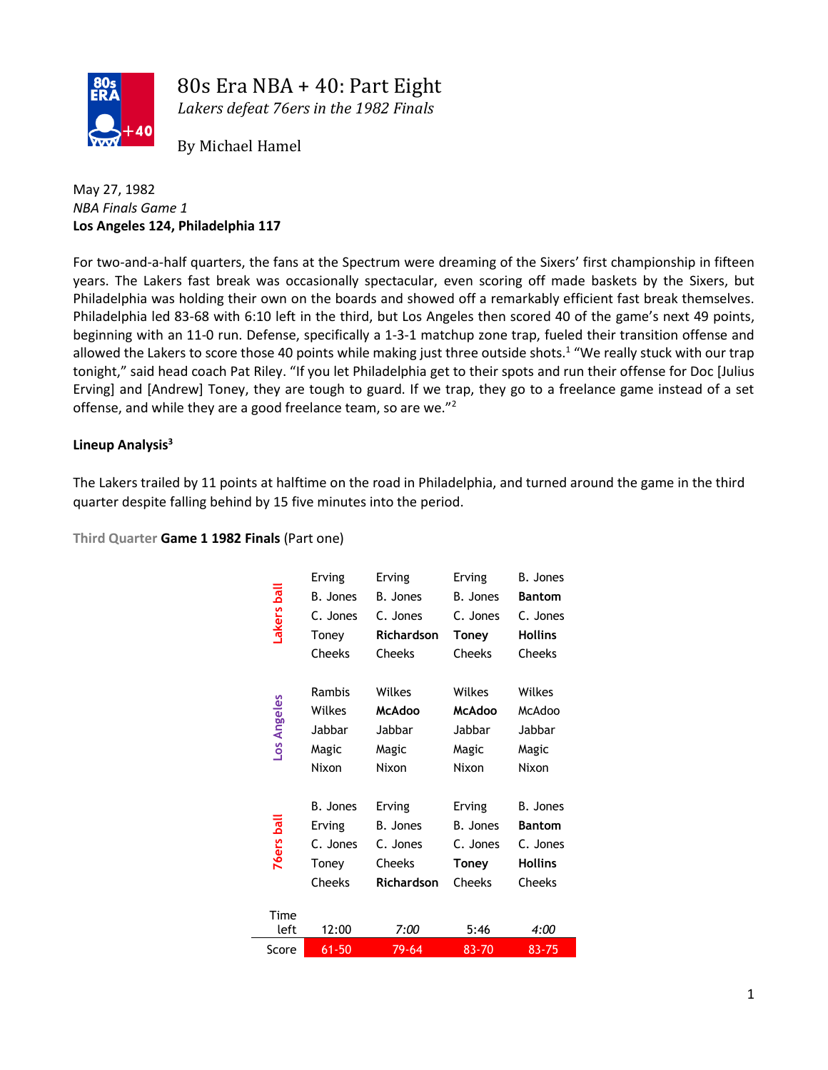# 80s Era NBA + 40: Part Eight

*Lakers defeat 76ers in the 1982 Finals*

By Michael Hamel

May 27, 1982
*NBA Finals Game 1*
**Los Angeles 124, Philadelphia 117**

For two-and-a-half quarters, the fans at the Spectrum were dreaming of the Sixers' first championship in fifteen years. The Lakers fast break was occasionally spectacular, even scoring off made baskets by the Sixers, but Philadelphia was holding their own on the boards and showed off a remarkably efficient fast break themselves. Philadelphia led 83-68 with 6:10 left in the third, but Los Angeles then scored 40 of the game's next 49 points, beginning with an 11-0 run. Defense, specifically a 1-3-1 matchup zone trap, fueled their transition offense and allowed the Lakers to score those 40 points while making just three outside shots.[1] "We really stuck with our trap tonight," said head coach Pat Riley. "If you let Philadelphia get to their spots and run their offense for Doc [Julius Erving] and [Andrew] Toney, they are tough to guard. If we trap, they go to a freelance game instead of a set offense, and while they are a good freelance team, so are we."[2]

**Lineup Analysis[3]**

The Lakers trailed by 11 points at halftime on the road in Philadelphia, and turned around the game in the third quarter despite falling behind by 15 five minutes into the period.

Third Quarter **Game 1 1982 Finals** (Part one)

| | | | | |
|---|---|---|---|---|
| Lakers ball | Erving | Erving | Erving | B. Jones |
| | B. Jones | B. Jones | B. Jones | **Bantom** |
| | C. Jones | C. Jones | C. Jones | C. Jones |
| | Toney | **Richardson** | **Toney** | **Hollins** |
| | Cheeks | Cheeks | Cheeks | Cheeks |
| Los Angeles | Rambis | Wilkes | Wilkes | Wilkes |
| | Wilkes | **McAdoo** | **McAdoo** | McAdoo |
| | Jabbar | Jabbar | Jabbar | Jabbar |
| | Magic | Magic | Magic | Magic |
| | Nixon | Nixon | Nixon | Nixon |
| 76ers ball | B. Jones | Erving | Erving | B. Jones |
| | Erving | B. Jones | B. Jones | **Bantom** |
| | C. Jones | C. Jones | C. Jones | C. Jones |
| | Toney | Cheeks | **Toney** | **Hollins** |
| | Cheeks | **Richardson** | Cheeks | Cheeks |
| Time left | 12:00 | *7:00* | 5:46 | *4:00* |
| Score | 61-50 | 79-64 | 83-70 | 83-75 |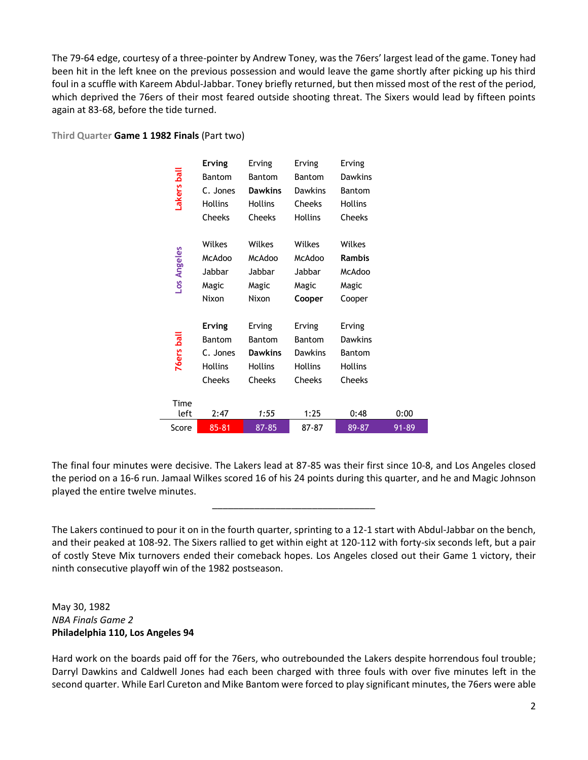The 79-64 edge, courtesy of a three-pointer by Andrew Toney, was the 76ers' largest lead of the game. Toney had been hit in the left knee on the previous possession and would leave the game shortly after picking up his third foul in a scuffle with Kareem Abdul-Jabbar. Toney briefly returned, but then missed most of the rest of the period, which deprived the 76ers of their most feared outside shooting threat. The Sixers would lead by fifteen points again at 83-68, before the tide turned.

Third Quarter **Game 1 1982 Finals** (Part two)

| | | | | | |
|---|---|---|---|---|---|
| Lakers ball | **Erving** | Erving | Erving | Erving | |
| | Bantom | Bantom | Bantom | Dawkins | |
| | C. Jones | **Dawkins** | Dawkins | Bantom | |
| | Hollins | Hollins | Cheeks | Hollins | |
| | Cheeks | Cheeks | Hollins | Cheeks | |
| Los Angeles | Wilkes | Wilkes | Wilkes | Wilkes | |
| | McAdoo | McAdoo | McAdoo | **Rambis** | |
| | Jabbar | Jabbar | Jabbar | McAdoo | |
| | Magic | Magic | Magic | Magic | |
| | Nixon | Nixon | **Cooper** | Cooper | |
| 76ers ball | **Erving** | Erving | Erving | Erving | |
| | Bantom | Bantom | Bantom | Dawkins | |
| | C. Jones | **Dawkins** | Dawkins | Bantom | |
| | Hollins | Hollins | Hollins | Hollins | |
| | Cheeks | Cheeks | Cheeks | Cheeks | |
| Time left | 2:47 | *1:55* | 1:25 | 0:48 | 0:00 |
| Score | 85-81 | 87-85 | 87-87 | 89-87 | 91-89 |

The final four minutes were decisive. The Lakers lead at 87-85 was their first since 10-8, and Los Angeles closed the period on a 16-6 run. Jamaal Wilkes scored 16 of his 24 points during this quarter, and he and Magic Johnson played the entire twelve minutes.

---

The Lakers continued to pour it on in the fourth quarter, sprinting to a 12-1 start with Abdul-Jabbar on the bench, and their peaked at 108-92. The Sixers rallied to get within eight at 120-112 with forty-six seconds left, but a pair of costly Steve Mix turnovers ended their comeback hopes. Los Angeles closed out their Game 1 victory, their ninth consecutive playoff win of the 1982 postseason.

May 30, 1982
*NBA Finals Game 2*
**Philadelphia 110, Los Angeles 94**

Hard work on the boards paid off for the 76ers, who outrebounded the Lakers despite horrendous foul trouble; Darryl Dawkins and Caldwell Jones had each been charged with three fouls with over five minutes left in the second quarter. While Earl Cureton and Mike Bantom were forced to play significant minutes, the 76ers were able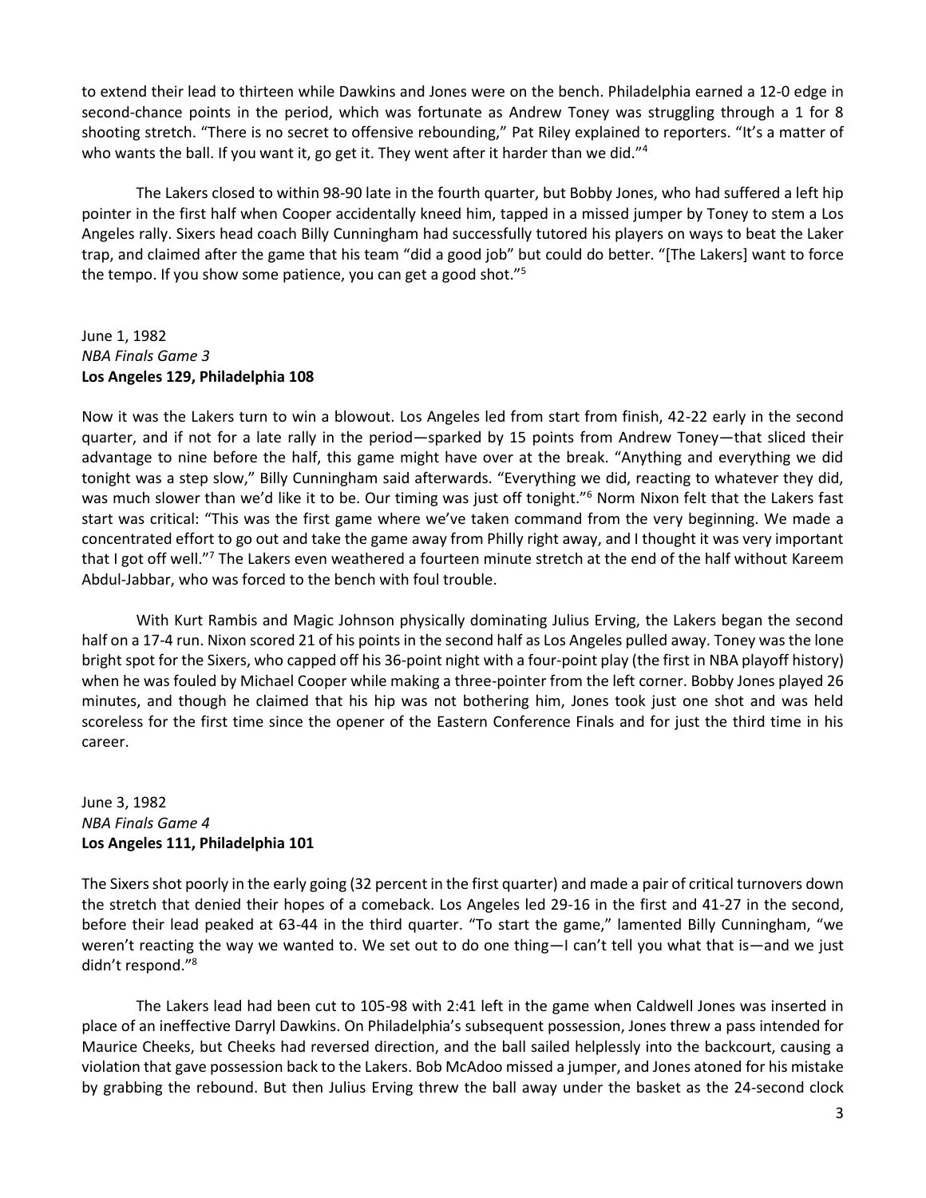to extend their lead to thirteen while Dawkins and Jones were on the bench. Philadelphia earned a 12-0 edge in second-chance points in the period, which was fortunate as Andrew Toney was struggling through a 1 for 8 shooting stretch. "There is no secret to offensive rebounding," Pat Riley explained to reporters. "It's a matter of who wants the ball. If you want it, go get it. They went after it harder than we did."[4]

The Lakers closed to within 98-90 late in the fourth quarter, but Bobby Jones, who had suffered a left hip pointer in the first half when Cooper accidentally kneed him, tapped in a missed jumper by Toney to stem a Los Angeles rally. Sixers head coach Billy Cunningham had successfully tutored his players on ways to beat the Laker trap, and claimed after the game that his team "did a good job" but could do better. "[The Lakers] want to force the tempo. If you show some patience, you can get a good shot."[5]

June 1, 1982
*NBA Finals Game 3*
**Los Angeles 129, Philadelphia 108**

Now it was the Lakers turn to win a blowout. Los Angeles led from start from finish, 42-22 early in the second quarter, and if not for a late rally in the period—sparked by 15 points from Andrew Toney—that sliced their advantage to nine before the half, this game might have over at the break. "Anything and everything we did tonight was a step slow," Billy Cunningham said afterwards. "Everything we did, reacting to whatever they did, was much slower than we'd like it to be. Our timing was just off tonight."[6] Norm Nixon felt that the Lakers fast start was critical: "This was the first game where we've taken command from the very beginning. We made a concentrated effort to go out and take the game away from Philly right away, and I thought it was very important that I got off well."[7] The Lakers even weathered a fourteen minute stretch at the end of the half without Kareem Abdul-Jabbar, who was forced to the bench with foul trouble.

With Kurt Rambis and Magic Johnson physically dominating Julius Erving, the Lakers began the second half on a 17-4 run. Nixon scored 21 of his points in the second half as Los Angeles pulled away. Toney was the lone bright spot for the Sixers, who capped off his 36-point night with a four-point play (the first in NBA playoff history) when he was fouled by Michael Cooper while making a three-pointer from the left corner. Bobby Jones played 26 minutes, and though he claimed that his hip was not bothering him, Jones took just one shot and was held scoreless for the first time since the opener of the Eastern Conference Finals and for just the third time in his career.

June 3, 1982
*NBA Finals Game 4*
**Los Angeles 111, Philadelphia 101**

The Sixers shot poorly in the early going (32 percent in the first quarter) and made a pair of critical turnovers down the stretch that denied their hopes of a comeback. Los Angeles led 29-16 in the first and 41-27 in the second, before their lead peaked at 63-44 in the third quarter. "To start the game," lamented Billy Cunningham, "we weren't reacting the way we wanted to. We set out to do one thing—I can't tell you what that is—and we just didn't respond."[8]

The Lakers lead had been cut to 105-98 with 2:41 left in the game when Caldwell Jones was inserted in place of an ineffective Darryl Dawkins. On Philadelphia's subsequent possession, Jones threw a pass intended for Maurice Cheeks, but Cheeks had reversed direction, and the ball sailed helplessly into the backcourt, causing a violation that gave possession back to the Lakers. Bob McAdoo missed a jumper, and Jones atoned for his mistake by grabbing the rebound. But then Julius Erving threw the ball away under the basket as the 24-second clock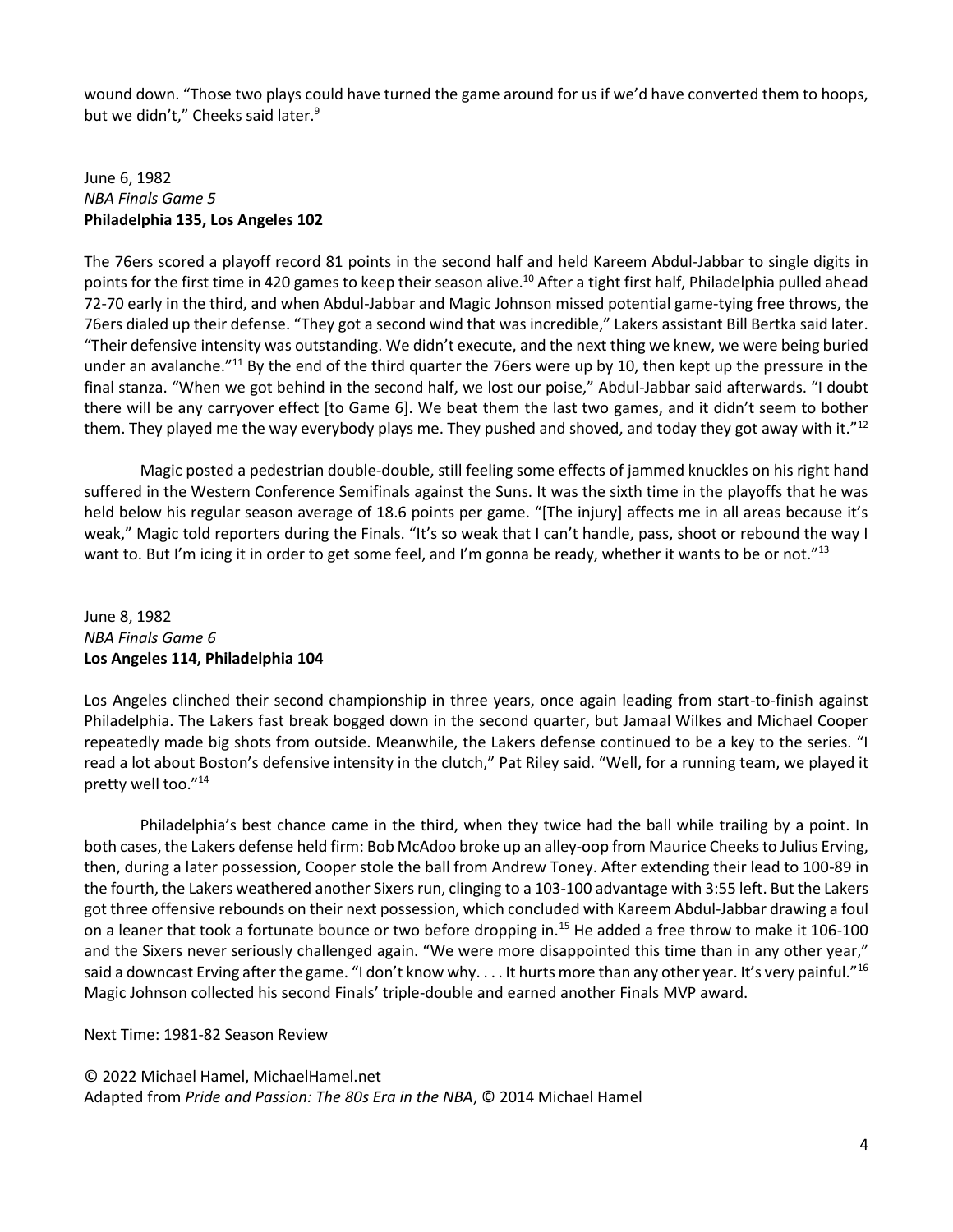wound down. "Those two plays could have turned the game around for us if we'd have converted them to hoops, but we didn't," Cheeks said later.[9]

June 6, 1982
*NBA Finals Game 5*
**Philadelphia 135, Los Angeles 102**

The 76ers scored a playoff record 81 points in the second half and held Kareem Abdul-Jabbar to single digits in points for the first time in 420 games to keep their season alive.[10] After a tight first half, Philadelphia pulled ahead 72-70 early in the third, and when Abdul-Jabbar and Magic Johnson missed potential game-tying free throws, the 76ers dialed up their defense. "They got a second wind that was incredible," Lakers assistant Bill Bertka said later. "Their defensive intensity was outstanding. We didn't execute, and the next thing we knew, we were being buried under an avalanche."[11] By the end of the third quarter the 76ers were up by 10, then kept up the pressure in the final stanza. "When we got behind in the second half, we lost our poise," Abdul-Jabbar said afterwards. "I doubt there will be any carryover effect [to Game 6]. We beat them the last two games, and it didn't seem to bother them. They played me the way everybody plays me. They pushed and shoved, and today they got away with it."[12]

Magic posted a pedestrian double-double, still feeling some effects of jammed knuckles on his right hand suffered in the Western Conference Semifinals against the Suns. It was the sixth time in the playoffs that he was held below his regular season average of 18.6 points per game. "[The injury] affects me in all areas because it's weak," Magic told reporters during the Finals. "It's so weak that I can't handle, pass, shoot or rebound the way I want to. But I'm icing it in order to get some feel, and I'm gonna be ready, whether it wants to be or not."[13]

June 8, 1982
*NBA Finals Game 6*
**Los Angeles 114, Philadelphia 104**

Los Angeles clinched their second championship in three years, once again leading from start-to-finish against Philadelphia. The Lakers fast break bogged down in the second quarter, but Jamaal Wilkes and Michael Cooper repeatedly made big shots from outside. Meanwhile, the Lakers defense continued to be a key to the series. "I read a lot about Boston's defensive intensity in the clutch," Pat Riley said. "Well, for a running team, we played it pretty well too."[14]

Philadelphia's best chance came in the third, when they twice had the ball while trailing by a point. In both cases, the Lakers defense held firm: Bob McAdoo broke up an alley-oop from Maurice Cheeks to Julius Erving, then, during a later possession, Cooper stole the ball from Andrew Toney. After extending their lead to 100-89 in the fourth, the Lakers weathered another Sixers run, clinging to a 103-100 advantage with 3:55 left. But the Lakers got three offensive rebounds on their next possession, which concluded with Kareem Abdul-Jabbar drawing a foul on a leaner that took a fortunate bounce or two before dropping in.[15] He added a free throw to make it 106-100 and the Sixers never seriously challenged again. "We were more disappointed this time than in any other year," said a downcast Erving after the game. "I don't know why. . . . It hurts more than any other year. It's very painful."[16] Magic Johnson collected his second Finals' triple-double and earned another Finals MVP award.

Next Time: 1981-82 Season Review

© 2022 Michael Hamel, MichaelHamel.net
Adapted from *Pride and Passion: The 80s Era in the NBA*, © 2014 Michael Hamel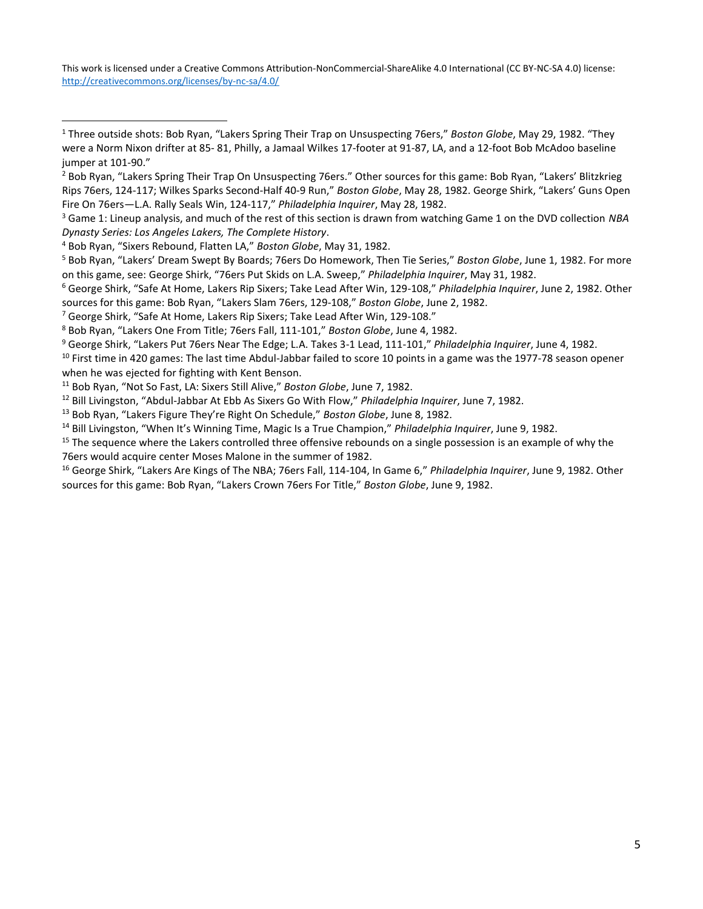This work is licensed under a Creative Commons Attribution-NonCommercial-ShareAlike 4.0 International (CC BY-NC-SA 4.0) license: http://creativecommons.org/licenses/by-nc-sa/4.0/

---

[1] Three outside shots: Bob Ryan, "Lakers Spring Their Trap on Unsuspecting 76ers," *Boston Globe*, May 29, 1982. "They were a Norm Nixon drifter at 85- 81, Philly, a Jamaal Wilkes 17-footer at 91-87, LA, and a 12-foot Bob McAdoo baseline jumper at 101-90."

[2] Bob Ryan, "Lakers Spring Their Trap On Unsuspecting 76ers." Other sources for this game: Bob Ryan, "Lakers' Blitzkrieg Rips 76ers, 124-117; Wilkes Sparks Second-Half 40-9 Run," *Boston Globe*, May 28, 1982. George Shirk, "Lakers' Guns Open Fire On 76ers—L.A. Rally Seals Win, 124-117," *Philadelphia Inquirer*, May 28, 1982.

[3] Game 1: Lineup analysis, and much of the rest of this section is drawn from watching Game 1 on the DVD collection *NBA Dynasty Series: Los Angeles Lakers, The Complete History*.

[4] Bob Ryan, "Sixers Rebound, Flatten LA," *Boston Globe*, May 31, 1982.

[5] Bob Ryan, "Lakers' Dream Swept By Boards; 76ers Do Homework, Then Tie Series," *Boston Globe*, June 1, 1982. For more on this game, see: George Shirk, "76ers Put Skids on L.A. Sweep," *Philadelphia Inquirer*, May 31, 1982.

[6] George Shirk, "Safe At Home, Lakers Rip Sixers; Take Lead After Win, 129-108," *Philadelphia Inquirer*, June 2, 1982. Other sources for this game: Bob Ryan, "Lakers Slam 76ers, 129-108," *Boston Globe*, June 2, 1982.

[7] George Shirk, "Safe At Home, Lakers Rip Sixers; Take Lead After Win, 129-108."

[8] Bob Ryan, "Lakers One From Title; 76ers Fall, 111-101," *Boston Globe*, June 4, 1982.

[9] George Shirk, "Lakers Put 76ers Near The Edge; L.A. Takes 3-1 Lead, 111-101," *Philadelphia Inquirer*, June 4, 1982.

[10] First time in 420 games: The last time Abdul-Jabbar failed to score 10 points in a game was the 1977-78 season opener when he was ejected for fighting with Kent Benson.

[11] Bob Ryan, "Not So Fast, LA: Sixers Still Alive," *Boston Globe*, June 7, 1982.

[12] Bill Livingston, "Abdul-Jabbar At Ebb As Sixers Go With Flow," *Philadelphia Inquirer*, June 7, 1982.

[13] Bob Ryan, "Lakers Figure They're Right On Schedule," *Boston Globe*, June 8, 1982.

[14] Bill Livingston, "When It's Winning Time, Magic Is a True Champion," *Philadelphia Inquirer*, June 9, 1982.

[15] The sequence where the Lakers controlled three offensive rebounds on a single possession is an example of why the 76ers would acquire center Moses Malone in the summer of 1982.

[16] George Shirk, "Lakers Are Kings of The NBA; 76ers Fall, 114-104, In Game 6," *Philadelphia Inquirer*, June 9, 1982. Other sources for this game: Bob Ryan, "Lakers Crown 76ers For Title," *Boston Globe*, June 9, 1982.